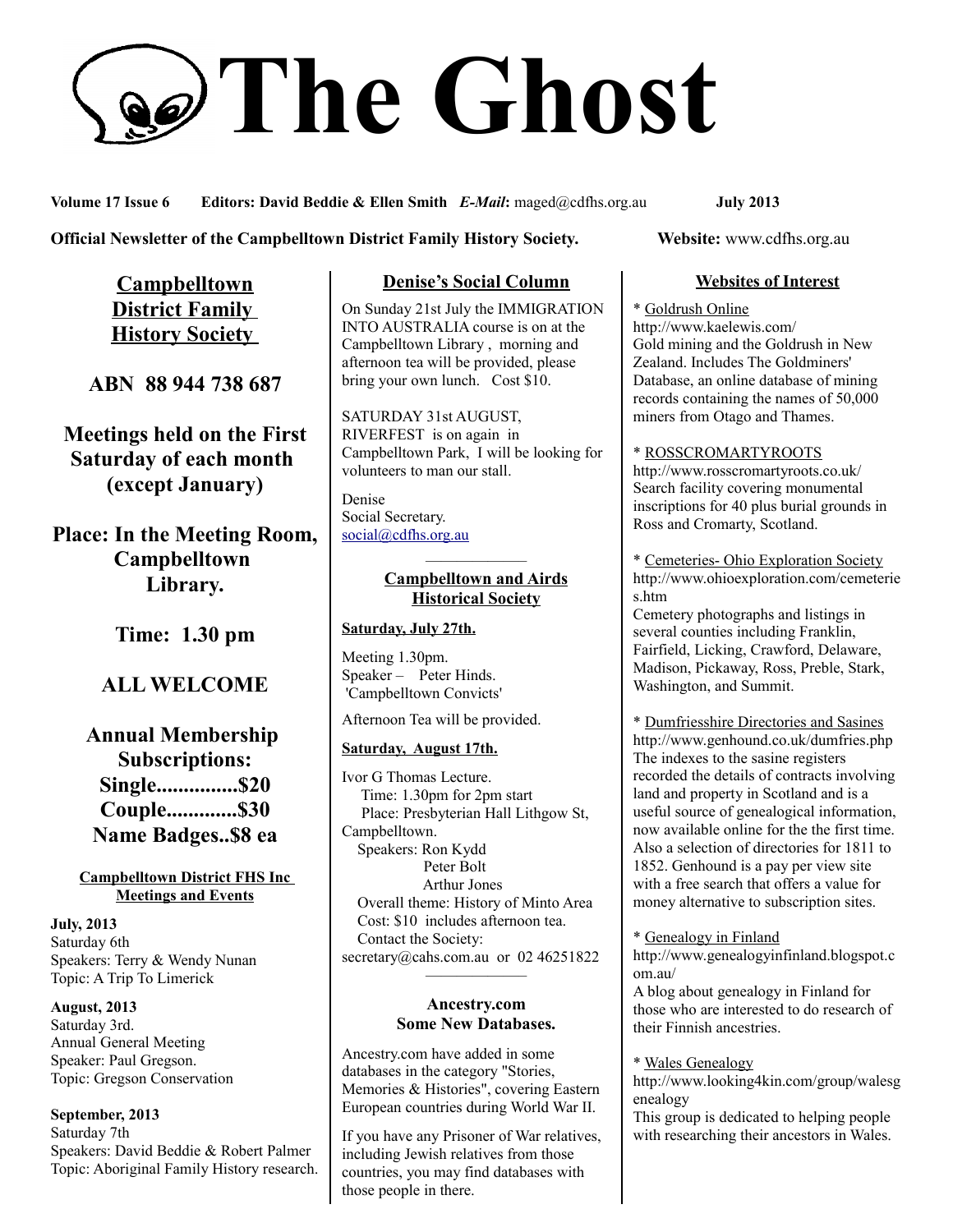# The Ghost

**Volume 17 Issue 6** **Editors: David Beddie & Ellen Smith** ***E-Mail*****:** maged@cdfhs.org.au **July 2013**

**Official Newsletter of the Campbelltown District Family History Society.** **Website:** www.cdfhs.org.au

## Campbelltown District Family History Society

**ABN 88 944 738 687**

**Meetings held on the First Saturday of each month (except January)**

**Place: In the Meeting Room, Campbelltown Library.**

**Time: 1.30 pm**

**ALL WELCOME**

**Annual Membership Subscriptions:**
**Single...............$20**
**Couple.............$30**
**Name Badges..$8 ea**

### Campbelltown District FHS Inc Meetings and Events

**July, 2013**
Saturday 6th
Speakers: Terry & Wendy Nunan
Topic: A Trip To Limerick

**August, 2013**
Saturday 3rd.
Annual General Meeting
Speaker: Paul Gregson.
Topic: Gregson Conservation

**September, 2013**
Saturday 7th
Speakers: David Beddie & Robert Palmer
Topic: Aboriginal Family History research.

## Denise's Social Column

On Sunday 21st July the IMMIGRATION INTO AUSTRALIA course is on at the Campbelltown Library , morning and afternoon tea will be provided, please bring your own lunch. Cost $10.

SATURDAY 31st AUGUST, RIVERFEST is on again in Campbelltown Park, I will be looking for volunteers to man our stall.

Denise
Social Secretary.
social@cdfhs.org.au

---

## Campbelltown and Airds Historical Society

**Saturday, July 27th.**

Meeting 1.30pm.
Speaker – Peter Hinds.
'Campbelltown Convicts'

Afternoon Tea will be provided.

**Saturday, August 17th.**

Ivor G Thomas Lecture.
Time: 1.30pm for 2pm start
Place: Presbyterian Hall Lithgow St, Campbelltown.
Speakers: Ron Kydd
Peter Bolt
Arthur Jones
Overall theme: History of Minto Area
Cost: $10 includes afternoon tea.
Contact the Society:
secretary@cahs.com.au or 02 46251822

---

## Ancestry.com Some New Databases.

Ancestry.com have added in some databases in the category "Stories, Memories & Histories", covering Eastern European countries during World War II.

If you have any Prisoner of War relatives, including Jewish relatives from those countries, you may find databases with those people in there.

## Websites of Interest

* Goldrush Online
http://www.kaelewis.com/
Gold mining and the Goldrush in New Zealand. Includes The Goldminers' Database, an online database of mining records containing the names of 50,000 miners from Otago and Thames.

* ROSSCROMARTYROOTS
http://www.rosscromartyroots.co.uk/
Search facility covering monumental inscriptions for 40 plus burial grounds in Ross and Cromarty, Scotland.

* Cemeteries- Ohio Exploration Society
http://www.ohioexploration.com/cemeteries.htm
Cemetery photographs and listings in several counties including Franklin, Fairfield, Licking, Crawford, Delaware, Madison, Pickaway, Ross, Preble, Stark, Washington, and Summit.

* Dumfriesshire Directories and Sasines
http://www.genhound.co.uk/dumfries.php
The indexes to the sasine registers recorded the details of contracts involving land and property in Scotland and is a useful source of genealogical information, now available online for the the first time. Also a selection of directories for 1811 to 1852. Genhound is a pay per view site with a free search that offers a value for money alternative to subscription sites.

* Genealogy in Finland
http://www.genealogyinfinland.blogspot.com.au/
A blog about genealogy in Finland for those who are interested to do research of their Finnish ancestries.

* Wales Genealogy
http://www.looking4kin.com/group/walesgenealogy
This group is dedicated to helping people with researching their ancestors in Wales.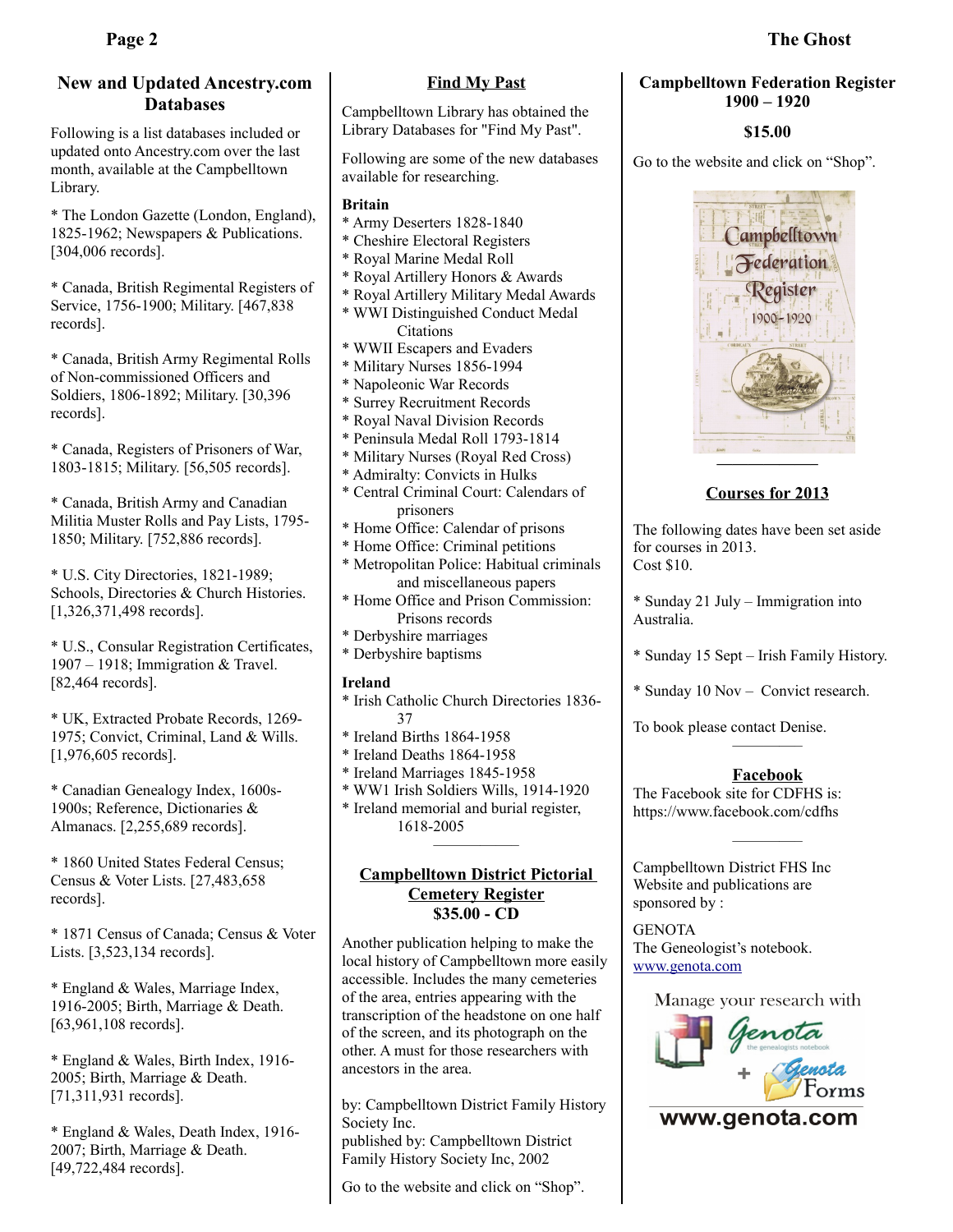## New and Updated Ancestry.com Databases

Following is a list databases included or updated onto Ancestry.com over the last month, available at the Campbelltown Library.

* The London Gazette (London, England), 1825-1962; Newspapers & Publications. [304,006 records].

* Canada, British Regimental Registers of Service, 1756-1900; Military. [467,838 records].

* Canada, British Army Regimental Rolls of Non-commissioned Officers and Soldiers, 1806-1892; Military. [30,396 records].

* Canada, Registers of Prisoners of War, 1803-1815; Military. [56,505 records].

* Canada, British Army and Canadian Militia Muster Rolls and Pay Lists, 1795-1850; Military. [752,886 records].

* U.S. City Directories, 1821-1989; Schools, Directories & Church Histories. [1,326,371,498 records].

* U.S., Consular Registration Certificates, 1907 – 1918; Immigration & Travel. [82,464 records].

* UK, Extracted Probate Records, 1269-1975; Convict, Criminal, Land & Wills. [1,976,605 records].

* Canadian Genealogy Index, 1600s-1900s; Reference, Dictionaries & Almanacs. [2,255,689 records].

* 1860 United States Federal Census; Census & Voter Lists. [27,483,658 records].

* 1871 Census of Canada; Census & Voter Lists. [3,523,134 records].

* England & Wales, Marriage Index, 1916-2005; Birth, Marriage & Death. [63,961,108 records].

* England & Wales, Birth Index, 1916-2005; Birth, Marriage & Death. [71,311,931 records].

* England & Wales, Death Index, 1916-2007; Birth, Marriage & Death. [49,722,484 records].

## Find My Past

Campbelltown Library has obtained the Library Databases for "Find My Past".

Following are some of the new databases available for researching.

**Britain**

* Army Deserters 1828-1840
* Cheshire Electoral Registers
* Royal Marine Medal Roll
* Royal Artillery Honors & Awards
* Royal Artillery Military Medal Awards
* WWI Distinguished Conduct Medal Citations
* WWII Escapers and Evaders
* Military Nurses 1856-1994
* Napoleonic War Records
* Surrey Recruitment Records
* Royal Naval Division Records
* Peninsula Medal Roll 1793-1814
* Military Nurses (Royal Red Cross)
* Admiralty: Convicts in Hulks
* Central Criminal Court: Calendars of prisoners
* Home Office: Calendar of prisons
* Home Office: Criminal petitions
* Metropolitan Police: Habitual criminals and miscellaneous papers
* Home Office and Prison Commission: Prisons records
* Derbyshire marriages
* Derbyshire baptisms

**Ireland**

* Irish Catholic Church Directories 1836-37
* Ireland Births 1864-1958
* Ireland Deaths 1864-1958
* Ireland Marriages 1845-1958
* WW1 Irish Soldiers Wills, 1914-1920
* Ireland memorial and burial register, 1618-2005

## Campbelltown District Pictorial Cemetery Register
**$35.00 - CD**

Another publication helping to make the local history of Campbelltown more easily accessible. Includes the many cemeteries of the area, entries appearing with the transcription of the headstone on one half of the screen, and its photograph on the other. A must for those researchers with ancestors in the area.

by: Campbelltown District Family History Society Inc.
published by: Campbelltown District Family History Society Inc, 2002

Go to the website and click on "Shop".

## Campbelltown Federation Register 1900 – 1920

**$15.00**

Go to the website and click on "Shop".

## Courses for 2013

The following dates have been set aside for courses in 2013.
Cost $10.

* Sunday 21 July – Immigration into Australia.

* Sunday 15 Sept – Irish Family History.

* Sunday 10 Nov – Convict research.

To book please contact Denise.

## Facebook

The Facebook site for CDFHS is:
https://www.facebook.com/cdfhs

Campbelltown District FHS Inc Website and publications are sponsored by :

GENOTA
The Geneologist's notebook.
[www.genota.com](http://www.genota.com)

Manage your research with Genota the genealogists notebook + Genota Forms
www.genota.com